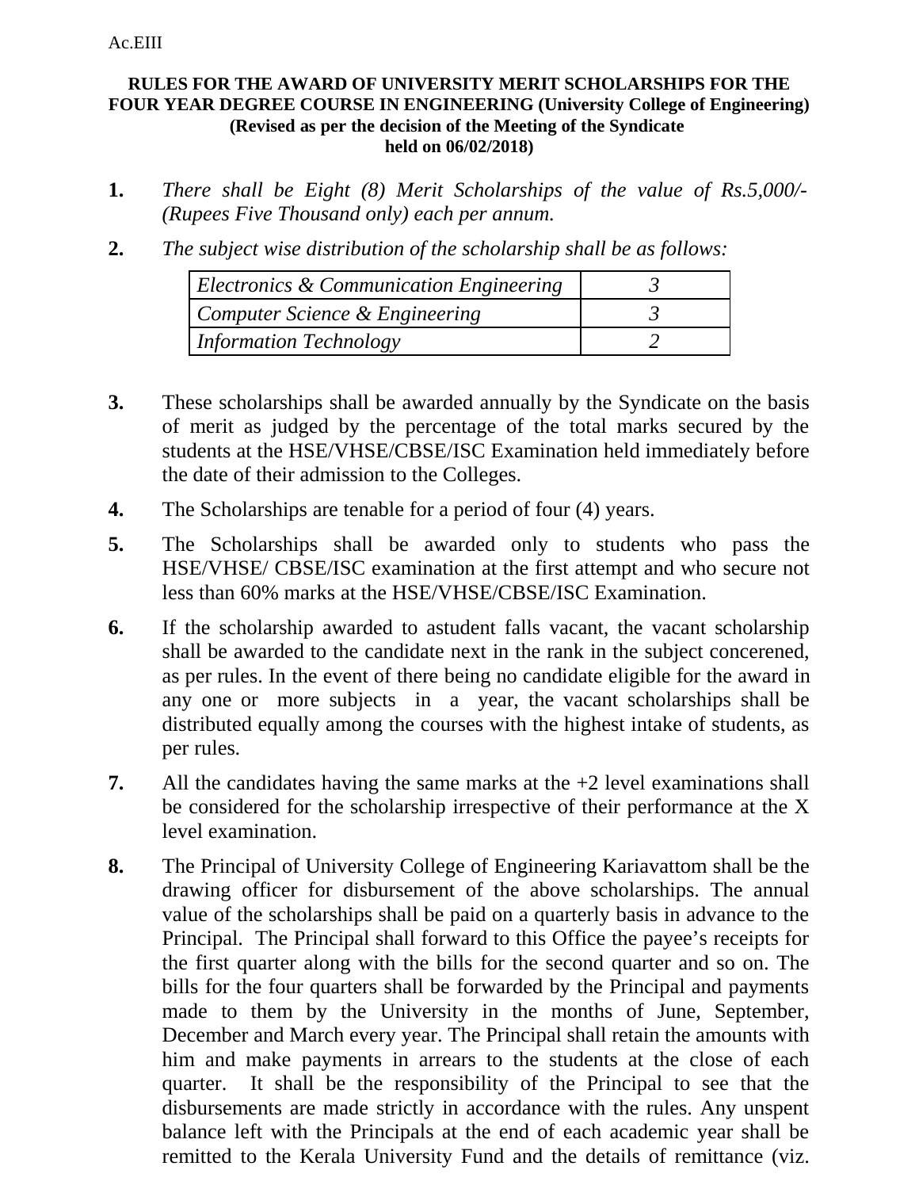Ac.EIII

**RULES FOR THE AWARD OF UNIVERSITY MERIT SCHOLARSHIPS FOR THE FOUR YEAR DEGREE COURSE IN ENGINEERING (University College of Engineering) (Revised as per the decision of the Meeting of the Syndicate held on 06/02/2018)**

**1.** *There shall be Eight (8) Merit Scholarships of the value of Rs.5,000/- (Rupees Five Thousand only) each per annum.*

**2.** *The subject wise distribution of the scholarship shall be as follows:*

| | |
|---|---|
| *Electronics & Communication Engineering* | *3* |
| *Computer Science & Engineering* | *3* |
| *Information Technology* | *2* |

**3.** These scholarships shall be awarded annually by the Syndicate on the basis of merit as judged by the percentage of the total marks secured by the students at the HSE/VHSE/CBSE/ISC Examination held immediately before the date of their admission to the Colleges.

**4.** The Scholarships are tenable for a period of four (4) years.

**5.** The Scholarships shall be awarded only to students who pass the HSE/VHSE/ CBSE/ISC examination at the first attempt and who secure not less than 60% marks at the HSE/VHSE/CBSE/ISC Examination.

**6.** If the scholarship awarded to astudent falls vacant, the vacant scholarship shall be awarded to the candidate next in the rank in the subject concerened, as per rules. In the event of there being no candidate eligible for the award in any one or more subjects in a year, the vacant scholarships shall be distributed equally among the courses with the highest intake of students, as per rules.

**7.** All the candidates having the same marks at the +2 level examinations shall be considered for the scholarship irrespective of their performance at the X level examination.

**8.** The Principal of University College of Engineering Kariavattom shall be the drawing officer for disbursement of the above scholarships. The annual value of the scholarships shall be paid on a quarterly basis in advance to the Principal. The Principal shall forward to this Office the payee's receipts for the first quarter along with the bills for the second quarter and so on. The bills for the four quarters shall be forwarded by the Principal and payments made to them by the University in the months of June, September, December and March every year. The Principal shall retain the amounts with him and make payments in arrears to the students at the close of each quarter. It shall be the responsibility of the Principal to see that the disbursements are made strictly in accordance with the rules. Any unspent balance left with the Principals at the end of each academic year shall be remitted to the Kerala University Fund and the details of remittance (viz.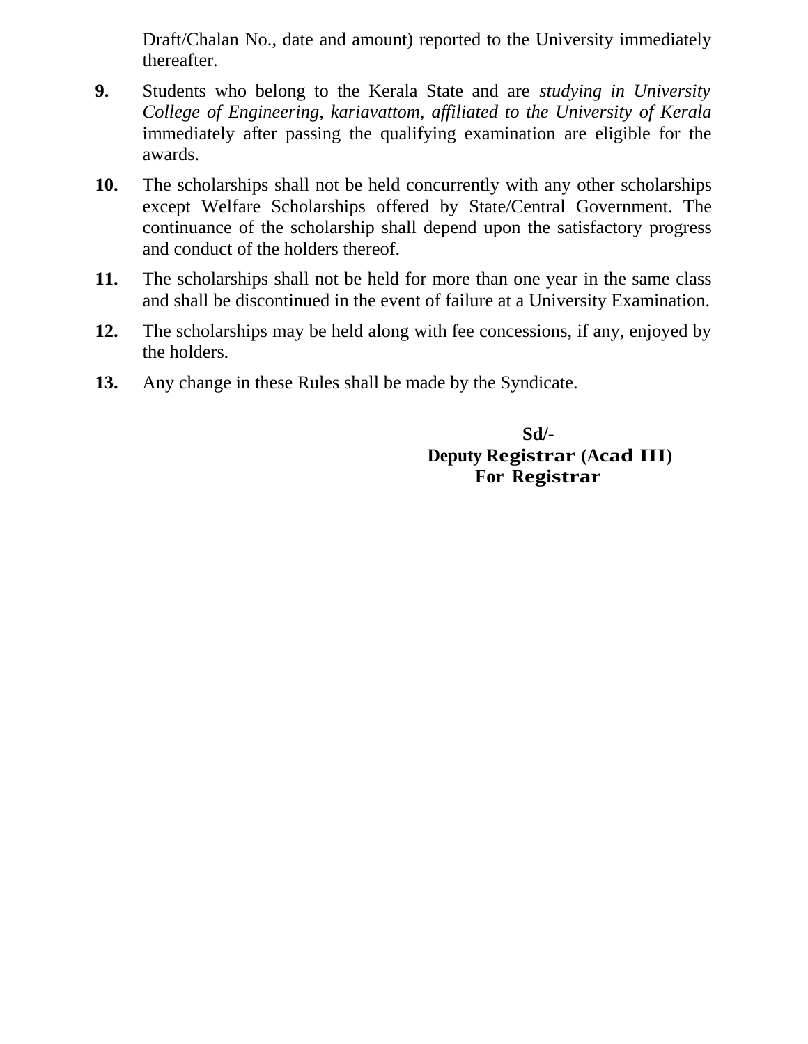Draft/Chalan No., date and amount) reported to the University immediately thereafter.

**9.** Students who belong to the Kerala State and are *studying in University College of Engineering, kariavattom, affiliated to the University of Kerala* immediately after passing the qualifying examination are eligible for the awards.

**10.** The scholarships shall not be held concurrently with any other scholarships except Welfare Scholarships offered by State/Central Government. The continuance of the scholarship shall depend upon the satisfactory progress and conduct of the holders thereof.

**11.** The scholarships shall not be held for more than one year in the same class and shall be discontinued in the event of failure at a University Examination.

**12.** The scholarships may be held along with fee concessions, if any, enjoyed by the holders.

**13.** Any change in these Rules shall be made by the Syndicate.

**Sd/-**
**Deputy Registrar (Acad III)**
**For Registrar**